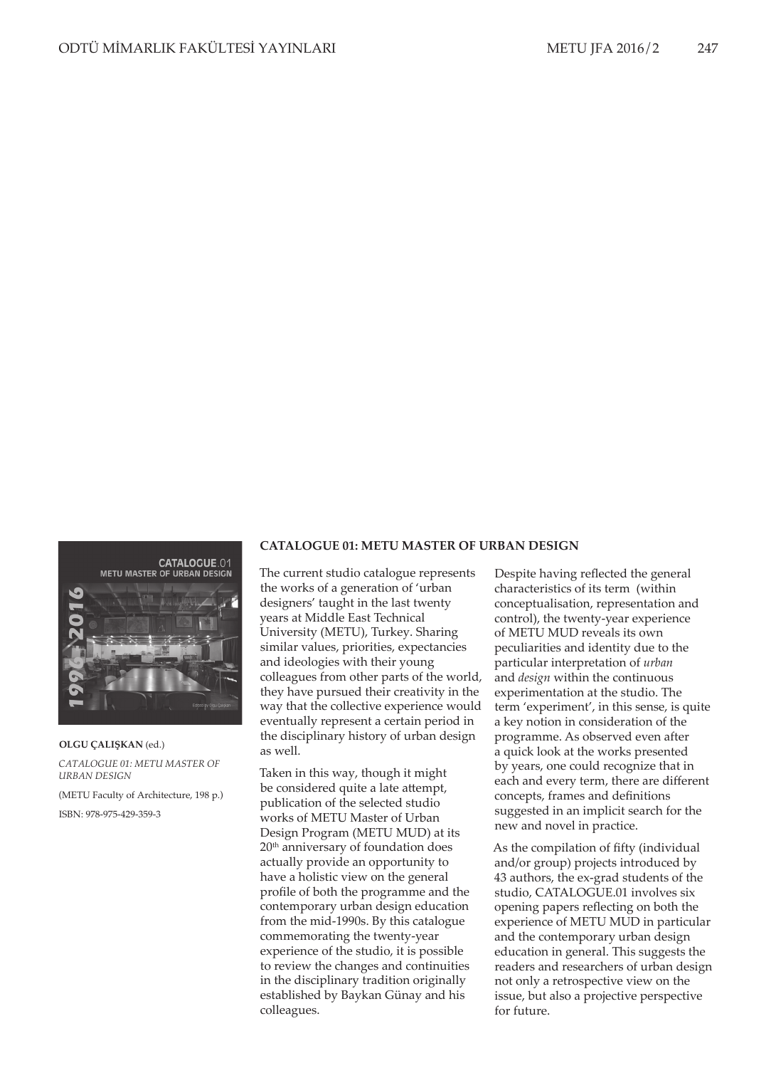**OLGU ÇALIŞKAN** (ed.)

*CATALOGUE 01: METU MASTER OF URBAN DESIGN*

(METU Faculty of Architecture, 198 p.)

ISBN: 978-975-429-359-3

## CATALOGUE 01: METU MASTER OF URBAN DESIGN

The current studio catalogue represents the works of a generation of 'urban designers' taught in the last twenty years at Middle East Technical University (METU), Turkey. Sharing similar values, priorities, expectancies and ideologies with their young colleagues from other parts of the world, they have pursued their creativity in the way that the collective experience would eventually represent a certain period in the disciplinary history of urban design as well.

Taken in this way, though it might be considered quite a late attempt, publication of the selected studio works of METU Master of Urban Design Program (METU MUD) at its 20th anniversary of foundation does actually provide an opportunity to have a holistic view on the general profile of both the programme and the contemporary urban design education from the mid-1990s. By this catalogue commemorating the twenty-year experience of the studio, it is possible to review the changes and continuities in the disciplinary tradition originally established by Baykan Günay and his colleagues.

Despite having reflected the general characteristics of its term (within conceptualisation, representation and control), the twenty-year experience of METU MUD reveals its own peculiarities and identity due to the particular interpretation of *urban* and *design* within the continuous experimentation at the studio. The term 'experiment', in this sense, is quite a key notion in consideration of the programme. As observed even after a quick look at the works presented by years, one could recognize that in each and every term, there are different concepts, frames and definitions suggested in an implicit search for the new and novel in practice.

As the compilation of fifty (individual and/or group) projects introduced by 43 authors, the ex-grad students of the studio, CATALOGUE.01 involves six opening papers reflecting on both the experience of METU MUD in particular and the contemporary urban design education in general. This suggests the readers and researchers of urban design not only a retrospective view on the issue, but also a projective perspective for future.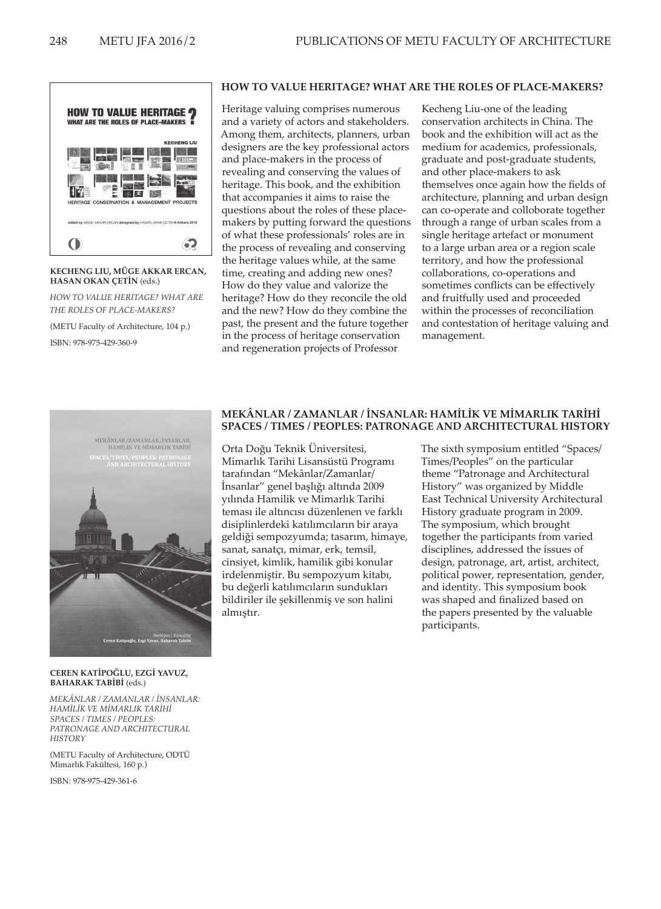## HOW TO VALUE HERITAGE? WHAT ARE THE ROLES OF PLACE-MAKERS?

**KECHENG LIU, MÜGE AKKAR ERCAN, HASAN OKAN ÇETİN** (eds.)

*HOW TO VALUE HERITAGE? WHAT ARE THE ROLES OF PLACE-MAKERS?*

(METU Faculty of Architecture, 104 p.)

ISBN: 978-975-429-360-9

Heritage valuing comprises numerous and a variety of actors and stakeholders. Among them, architects, planners, urban designers are the key professional actors and place-makers in the process of revealing and conserving the values of heritage. This book, and the exhibition that accompanies it aims to raise the questions about the roles of these place-makers by putting forward the questions of what these professionals' roles are in the process of revealing and conserving the heritage values while, at the same time, creating and adding new ones? How do they value and valorize the heritage? How do they reconcile the old and the new? How do they combine the past, the present and the future together in the process of heritage conservation and regeneration projects of Professor Kecheng Liu-one of the leading conservation architects in China. The book and the exhibition will act as the medium for academics, professionals, graduate and post-graduate students, and other place-makers to ask themselves once again how the fields of architecture, planning and urban design can co-operate and colloborate together through a range of urban scales from a single heritage artefact or monument to a large urban area or a region scale territory, and how the professional collaborations, co-operations and sometimes conflicts can be effectively and fruitfully used and proceeded within the processes of reconciliation and contestation of heritage valuing and management.

## MEKÂNLAR / ZAMANLAR / İNSANLAR: HAMİLİK VE MİMARLIK TARİHİ SPACES / TIMES / PEOPLES: PATRONAGE AND ARCHITECTURAL HISTORY

**CEREN KATİPOĞLU, EZGİ YAVUZ, BAHARAK TABİBİ** (eds.)

*MEKÂNLAR / ZAMANLAR / İNSANLAR: HAMİLİK VE MİMARLIK TARİHİ SPACES / TIMES / PEOPLES: PATRONAGE AND ARCHITECTURAL HISTORY*

(METU Faculty of Architecture, ODTÜ Mimarlık Fakültesi, 160 p.)

ISBN: 978-975-429-361-6

Orta Doğu Teknik Üniversitesi, Mimarlık Tarihi Lisansüstü Programı tarafından "Mekânlar/Zamanlar/İnsanlar" genel başlığı altında 2009 yılında Hamilik ve Mimarlık Tarihi teması ile altıncısı düzenlenen ve farklı disiplinlerdeki katılımcıların bir araya geldiği sempozyumda; tasarım, himaye, sanat, sanatçı, mimar, erk, temsil, cinsiyet, kimlik, hamilik gibi konular irdelenmiştir. Bu sempozyum kitabı, bu değerli katılımcıların sundukları bildiriler ile şekillenmiş ve son halini almıştır.

The sixth symposium entitled "Spaces/Times/Peoples" on the particular theme "Patronage and Architectural History" was organized by Middle East Technical University Architectural History graduate program in 2009. The symposium, which brought together the participants from varied disciplines, addressed the issues of design, patronage, art, artist, architect, political power, representation, gender, and identity. This symposium book was shaped and finalized based on the papers presented by the valuable participants.